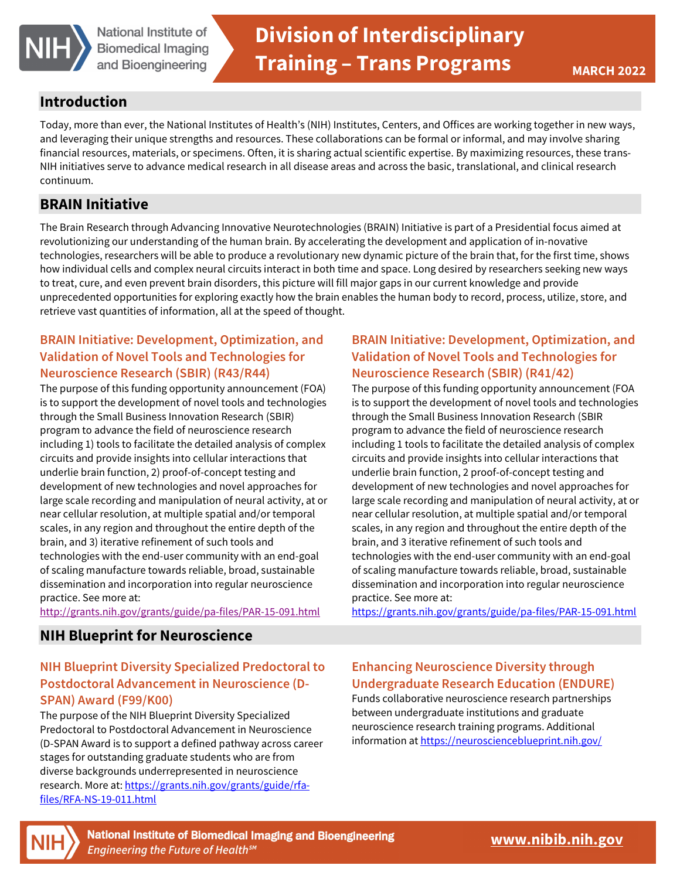# Division of Interdisciplinary Training – Trans Programs

MARCH 2022

## Introduction

Today, more than ever, the National Institutes of Health's (NIH) Institutes, Centers, and Offices are working together in new ways, and leveraging their unique strengths and resources. These collaborations can be formal or informal, and may involve sharing financial resources, materials, or specimens. Often, it is sharing actual scientific expertise. By maximizing resources, these trans-NIH initiatives serve to advance medical research in all disease areas and across the basic, translational, and clinical research continuum.

## BRAIN Initiative

The Brain Research through Advancing Innovative Neurotechnologies (BRAIN) Initiative is part of a Presidential focus aimed at revolutionizing our understanding of the human brain. By accelerating the development and application of in-novative technologies, researchers will be able to produce a revolutionary new dynamic picture of the brain that, for the first time, shows how individual cells and complex neural circuits interact in both time and space. Long desired by researchers seeking new ways to treat, cure, and even prevent brain disorders, this picture will fill major gaps in our current knowledge and provide unprecedented opportunities for exploring exactly how the brain enables the human body to record, process, utilize, store, and retrieve vast quantities of information, all at the speed of thought.

### BRAIN Initiative: Development, Optimization, and Validation of Novel Tools and Technologies for Neuroscience Research (SBIR) (R43/R44)

The purpose of this funding opportunity announcement (FOA) is to support the development of novel tools and technologies through the Small Business Innovation Research (SBIR) program to advance the field of neuroscience research including 1) tools to facilitate the detailed analysis of complex circuits and provide insights into cellular interactions that underlie brain function, 2) proof-of-concept testing and development of new technologies and novel approaches for large scale recording and manipulation of neural activity, at or near cellular resolution, at multiple spatial and/or temporal scales, in any region and throughout the entire depth of the brain, and 3) iterative refinement of such tools and technologies with the end-user community with an end-goal of scaling manufacture towards reliable, broad, sustainable dissemination and incorporation into regular neuroscience practice. See more at: http://grants.nih.gov/grants/guide/pa-files/PAR-15-091.html

### BRAIN Initiative: Development, Optimization, and Validation of Novel Tools and Technologies for Neuroscience Research (SBIR) (R41/42)

The purpose of this funding opportunity announcement (FOA is to support the development of novel tools and technologies through the Small Business Innovation Research (SBIR program to advance the field of neuroscience research including 1 tools to facilitate the detailed analysis of complex circuits and provide insights into cellular interactions that underlie brain function, 2 proof-of-concept testing and development of new technologies and novel approaches for large scale recording and manipulation of neural activity, at or near cellular resolution, at multiple spatial and/or temporal scales, in any region and throughout the entire depth of the brain, and 3 iterative refinement of such tools and technologies with the end-user community with an end-goal of scaling manufacture towards reliable, broad, sustainable dissemination and incorporation into regular neuroscience practice. See more at: https://grants.nih.gov/grants/guide/pa-files/PAR-15-091.html

## NIH Blueprint for Neuroscience

### NIH Blueprint Diversity Specialized Predoctoral to Postdoctoral Advancement in Neuroscience (D-SPAN) Award (F99/K00)

The purpose of the NIH Blueprint Diversity Specialized Predoctoral to Postdoctoral Advancement in Neuroscience (D-SPAN Award is to support a defined pathway across career stages for outstanding graduate students who are from diverse backgrounds underrepresented in neuroscience research. More at: https://grants.nih.gov/grants/guide/rfa-files/RFA-NS-19-011.html

### Enhancing Neuroscience Diversity through Undergraduate Research Education (ENDURE)

Funds collaborative neuroscience research partnerships between undergraduate institutions and graduate neuroscience research training programs. Additional information at https://neuroscienceblueprint.nih.gov/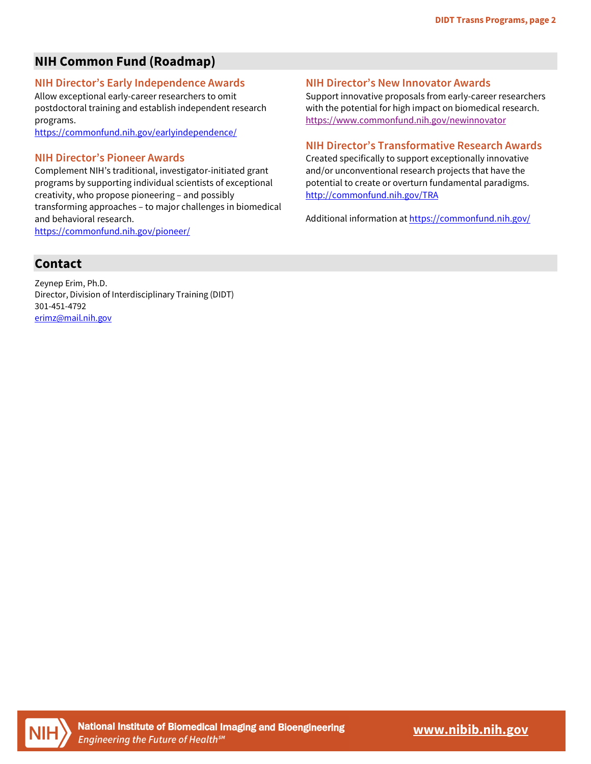## NIH Common Fund (Roadmap)

### NIH Director's Early Independence Awards

Allow exceptional early-career researchers to omit postdoctoral training and establish independent research programs.
https://commonfund.nih.gov/earlyindependence/

### NIH Director's Pioneer Awards

Complement NIH's traditional, investigator-initiated grant programs by supporting individual scientists of exceptional creativity, who propose pioneering – and possibly transforming approaches – to major challenges in biomedical and behavioral research.
https://commonfund.nih.gov/pioneer/

### NIH Director's New Innovator Awards

Support innovative proposals from early-career researchers with the potential for high impact on biomedical research.
https://www.commonfund.nih.gov/newinnovator

### NIH Director's Transformative Research Awards

Created specifically to support exceptionally innovative and/or unconventional research projects that have the potential to create or overturn fundamental paradigms.
http://commonfund.nih.gov/TRA

Additional information at https://commonfund.nih.gov/

## Contact

Zeynep Erim, Ph.D.
Director, Division of Interdisciplinary Training (DIDT)
301-451-4792
erimz@mail.nih.gov